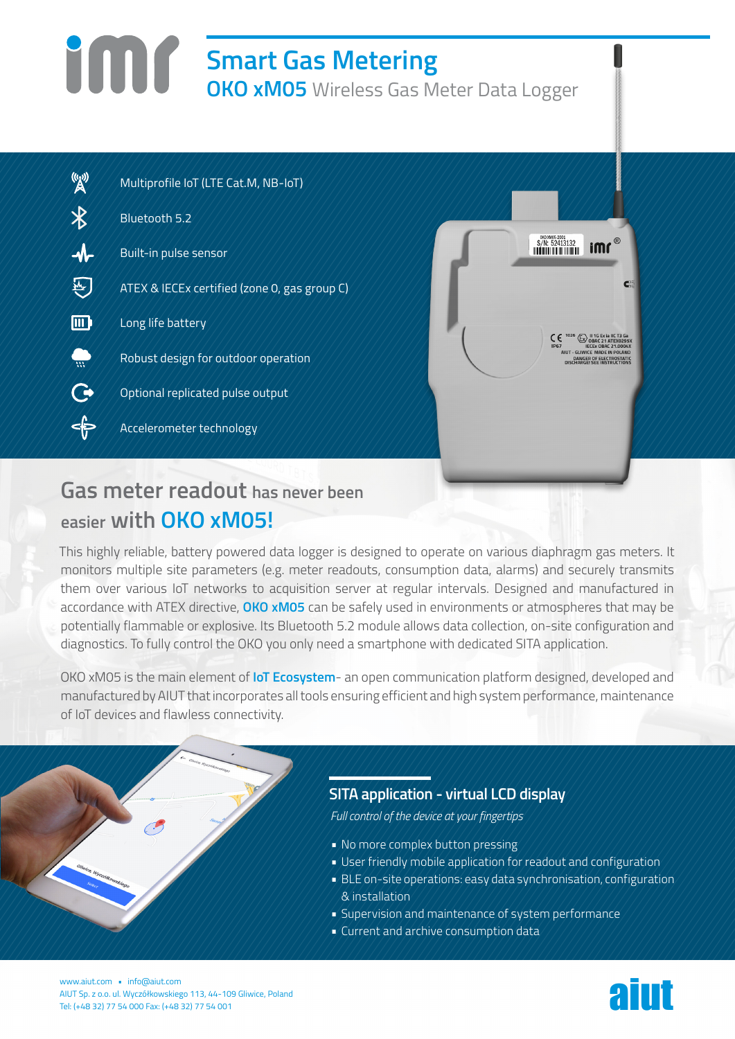# Smart Gas Metering

## OKO xM05 Wireless Gas Meter Data Logger

- Multiprofile IoT (LTE Cat.M, NB-IoT)
- Bluetooth 5.2
- Built-in pulse sensor
- ATEX & IECEx certified (zone 0, gas group C)
- Long life battery
- Robust design for outdoor operation
- Optional replicated pulse output
- Accelerometer technology

## Gas meter readout has never been easier with OKO xM05!

This highly reliable, battery powered data logger is designed to operate on various diaphragm gas meters. It monitors multiple site parameters (e.g. meter readouts, consumption data, alarms) and securely transmits them over various IoT networks to acquisition server at regular intervals. Designed and manufactured in accordance with ATEX directive, **OKO xM05** can be safely used in environments or atmospheres that may be potentially flammable or explosive. Its Bluetooth 5.2 module allows data collection, on-site configuration and diagnostics. To fully control the OKO you only need a smartphone with dedicated SITA application.

OKO xM05 is the main element of **IoT Ecosystem**- an open communication platform designed, developed and manufactured by AIUT that incorporates all tools ensuring efficient and high system performance, maintenance of IoT devices and flawless connectivity.

## SITA application - virtual LCD display

*Full control of the device at your fingertips*

- No more complex button pressing
- User friendly mobile application for readout and configuration
- BLE on-site operations: easy data synchronisation, configuration & installation
- Supervision and maintenance of system performance
- Current and archive consumption data

www.aiut.com • info@aiut.com
AIUT Sp. z o.o. ul. Wyczółkowskiego 113, 44-109 Gliwice, Poland
Tel: (+48 32) 77 54 000 Fax: (+48 32) 77 54 001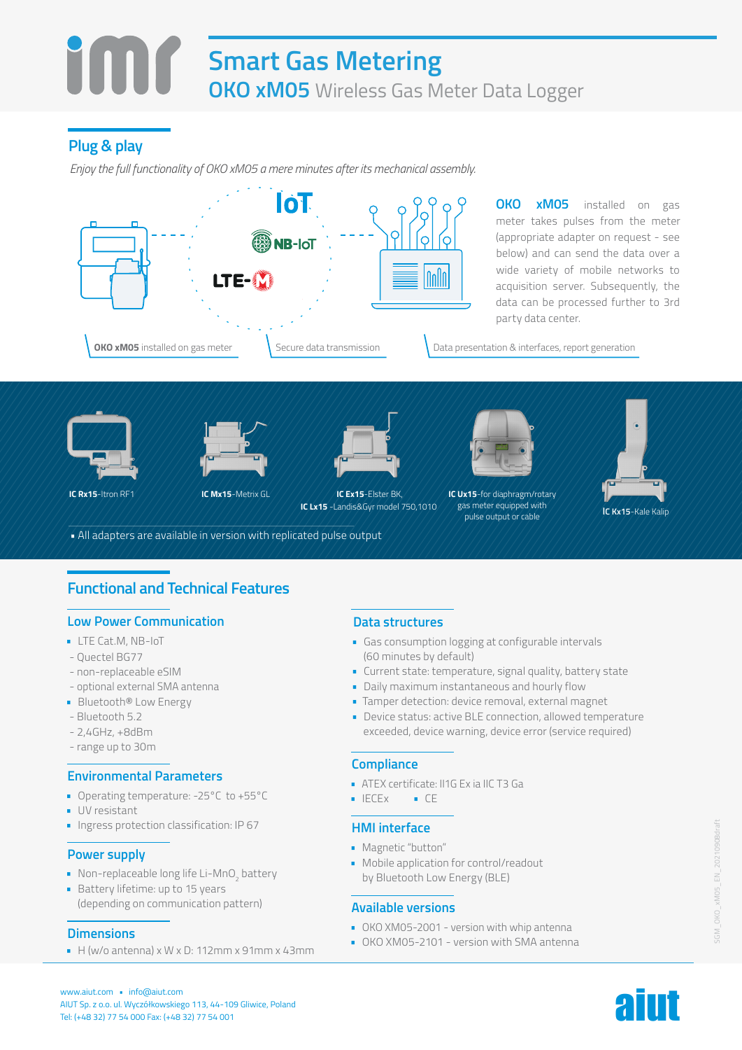# Smart Gas Metering

## OKO xM05 Wireless Gas Meter Data Logger

## Plug & play

*Enjoy the full functionality of OKO xMO5 a mere minutes after its mechanical assembly.*

IoT

NB-IoT

LTE-M

**OKO xM05** installed on gas meter takes pulses from the meter (appropriate adapter on request - see below) and can send the data over a wide variety of mobile networks to acquisition server. Subsequently, the data can be processed further to 3rd party data center.

**OKO xM05** installed on gas meter

Secure data transmission

Data presentation & interfaces, report generation

**IC Rx15**-Itron RF1

**IC Mx15**-Metrix GL

**IC Ex15**-Elster BK,
**IC Lx15** -Landis&Gyr model 750,1010

**IC Ux15**-for diaphragm/rotary gas meter equipped with pulse output or cable

**IC Kx15**-Kale Kalip

- All adapters are available in version with replicated pulse output

## Functional and Technical Features

### Low Power Communication

- LTE Cat.M, NB-IoT
  - Quectel BG77
  - non-replaceable eSIM
  - optional external SMA antenna
- Bluetooth® Low Energy
  - Bluetooth 5.2
  - 2,4GHz, +8dBm
  - range up to 30m

### Environmental Parameters

- Operating temperature: -25°C to +55°C
- UV resistant
- Ingress protection classification: IP 67

### Power supply

- Non-replaceable long life Li-$MnO_2$ battery
- Battery lifetime: up to 15 years (depending on communication pattern)

### Dimensions

- H (w/o antenna) x W x D: 112mm x 91mm x 43mm

### Data structures

- Gas consumption logging at configurable intervals (60 minutes by default)
- Current state: temperature, signal quality, battery state
- Daily maximum instantaneous and hourly flow
- Tamper detection: device removal, external magnet
- Device status: active BLE connection, allowed temperature exceeded, device warning, device error (service required)

### Compliance

- ATEX certificate: II1G Ex ia IIC T3 Ga
- IECEx
- CE

### HMI interface

- Magnetic "button"
- Mobile application for control/readout by Bluetooth Low Energy (BLE)

### Available versions

- OKO XM05-2001 - version with whip antenna
- OKO XM05-2101 - version with SMA antenna

www.aiut.com • info@aiut.com
AIUT Sp. z o.o. ul. Wyczółkowskiego 113, 44-109 Gliwice, Poland
Tel: (+48 32) 77 54 000 Fax: (+48 32) 77 54 001

aiut